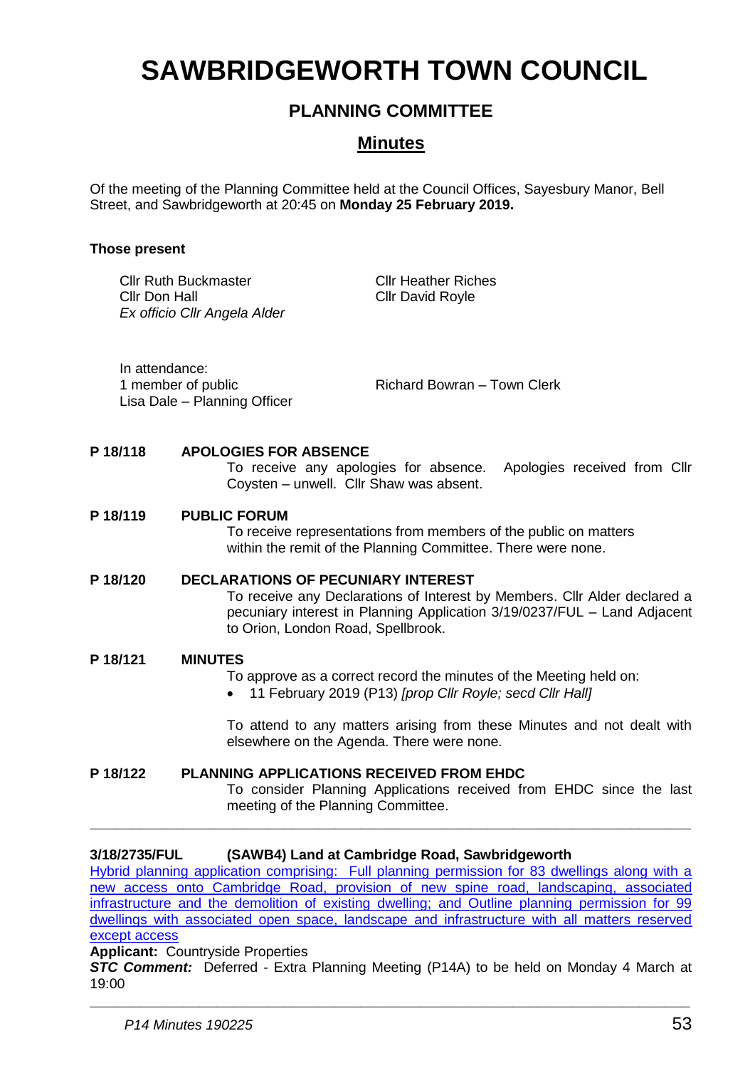# SAWBRIDGEWORTH TOWN COUNCIL

## PLANNING COMMITTEE

## Minutes

Of the meeting of the Planning Committee held at the Council Offices, Sayesbury Manor, Bell Street, and Sawbridgeworth at 20:45 on **Monday 25 February 2019.**

**Those present**

Cllr Ruth Buckmaster
Cllr Don Hall
*Ex officio Cllr Angela Alder*
Cllr Heather Riches
Cllr David Royle

In attendance:
1 member of public
Lisa Dale – Planning Officer
Richard Bowran – Town Clerk

**P 18/118 APOLOGIES FOR ABSENCE**

To receive any apologies for absence. Apologies received from Cllr Coysten – unwell. Cllr Shaw was absent.

**P 18/119 PUBLIC FORUM**

To receive representations from members of the public on matters within the remit of the Planning Committee. There were none.

**P 18/120 DECLARATIONS OF PECUNIARY INTEREST**

To receive any Declarations of Interest by Members. Cllr Alder declared a pecuniary interest in Planning Application 3/19/0237/FUL – Land Adjacent to Orion, London Road, Spellbrook.

**P 18/121 MINUTES**

To approve as a correct record the minutes of the Meeting held on:

- 11 February 2019 (P13) *[prop Cllr Royle; secd Cllr Hall]*

To attend to any matters arising from these Minutes and not dealt with elsewhere on the Agenda. There were none.

**P 18/122 PLANNING APPLICATIONS RECEIVED FROM EHDC**

To consider Planning Applications received from EHDC since the last meeting of the Planning Committee.

---

**3/18/2735/FUL (SAWB4) Land at Cambridge Road, Sawbridgeworth**

Hybrid planning application comprising: Full planning permission for 83 dwellings along with a new access onto Cambridge Road, provision of new spine road, landscaping, associated infrastructure and the demolition of existing dwelling; and Outline planning permission for 99 dwellings with associated open space, landscape and infrastructure with all matters reserved except access

**Applicant:** Countryside Properties

***STC Comment:*** Deferred - Extra Planning Meeting (P14A) to be held on Monday 4 March at 19:00

---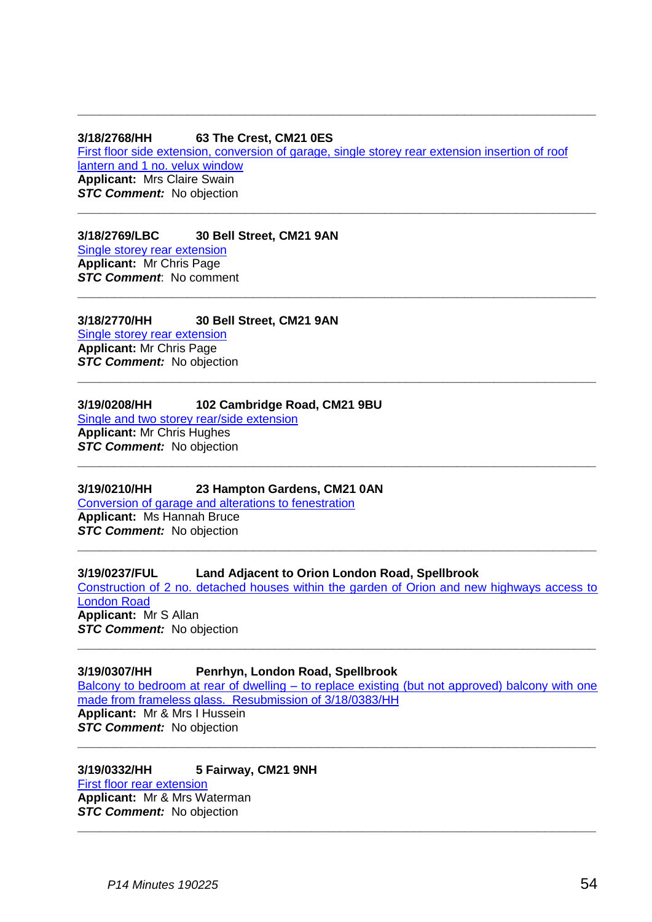---

**3/18/2768/HH 63 The Crest, CM21 0ES**
First floor side extension, conversion of garage, single storey rear extension insertion of roof lantern and 1 no. velux window
**Applicant:** Mrs Claire Swain
***STC Comment:*** No objection

---

**3/18/2769/LBC 30 Bell Street, CM21 9AN**
Single storey rear extension
**Applicant:** Mr Chris Page
***STC Comment***: No comment

---

**3/18/2770/HH 30 Bell Street, CM21 9AN**
Single storey rear extension
**Applicant:** Mr Chris Page
***STC Comment:*** No objection

---

**3/19/0208/HH 102 Cambridge Road, CM21 9BU**
Single and two storey rear/side extension
**Applicant:** Mr Chris Hughes
***STC Comment:*** No objection

---

**3/19/0210/HH 23 Hampton Gardens, CM21 0AN**
Conversion of garage and alterations to fenestration
**Applicant:** Ms Hannah Bruce
***STC Comment:*** No objection

---

**3/19/0237/FUL Land Adjacent to Orion London Road, Spellbrook**
Construction of 2 no. detached houses within the garden of Orion and new highways access to London Road
**Applicant:** Mr S Allan
***STC Comment:*** No objection

---

**3/19/0307/HH Penrhyn, London Road, Spellbrook**
Balcony to bedroom at rear of dwelling – to replace existing (but not approved) balcony with one made from frameless glass. Resubmission of 3/18/0383/HH
**Applicant:** Mr & Mrs I Hussein
***STC Comment:*** No objection

---

**3/19/0332/HH 5 Fairway, CM21 9NH**
First floor rear extension
**Applicant:** Mr & Mrs Waterman
***STC Comment:*** No objection

---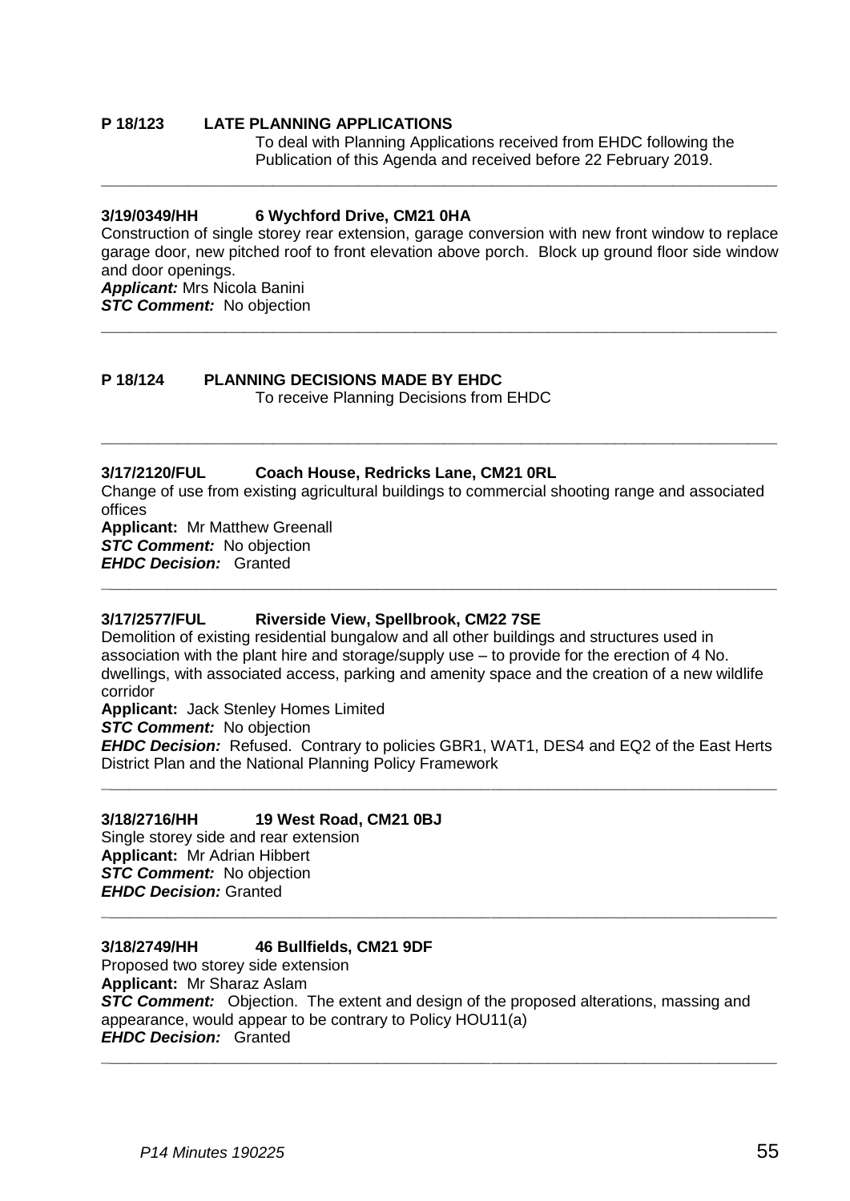**P 18/123 LATE PLANNING APPLICATIONS**

To deal with Planning Applications received from EHDC following the Publication of this Agenda and received before 22 February 2019.

---

**3/19/0349/HH 6 Wychford Drive, CM21 0HA**

Construction of single storey rear extension, garage conversion with new front window to replace garage door, new pitched roof to front elevation above porch. Block up ground floor side window and door openings.

***Applicant:*** Mrs Nicola Banini

***STC Comment:*** No objection

---

**P 18/124 PLANNING DECISIONS MADE BY EHDC**

To receive Planning Decisions from EHDC

---

**3/17/2120/FUL Coach House, Redricks Lane, CM21 0RL**

Change of use from existing agricultural buildings to commercial shooting range and associated offices

**Applicant:** Mr Matthew Greenall

***STC Comment:*** No objection

***EHDC Decision:*** Granted

---

**3/17/2577/FUL Riverside View, Spellbrook, CM22 7SE**

Demolition of existing residential bungalow and all other buildings and structures used in association with the plant hire and storage/supply use – to provide for the erection of 4 No. dwellings, with associated access, parking and amenity space and the creation of a new wildlife corridor

**Applicant:** Jack Stenley Homes Limited

***STC Comment:*** No objection

***EHDC Decision:*** Refused. Contrary to policies GBR1, WAT1, DES4 and EQ2 of the East Herts District Plan and the National Planning Policy Framework

---

**3/18/2716/HH 19 West Road, CM21 0BJ**

Single storey side and rear extension

**Applicant:** Mr Adrian Hibbert

***STC Comment:*** No objection

***EHDC Decision:*** Granted

---

**3/18/2749/HH 46 Bullfields, CM21 9DF**

Proposed two storey side extension

**Applicant:** Mr Sharaz Aslam

***STC Comment:*** Objection. The extent and design of the proposed alterations, massing and appearance, would appear to be contrary to Policy HOU11(a)

***EHDC Decision:*** Granted

---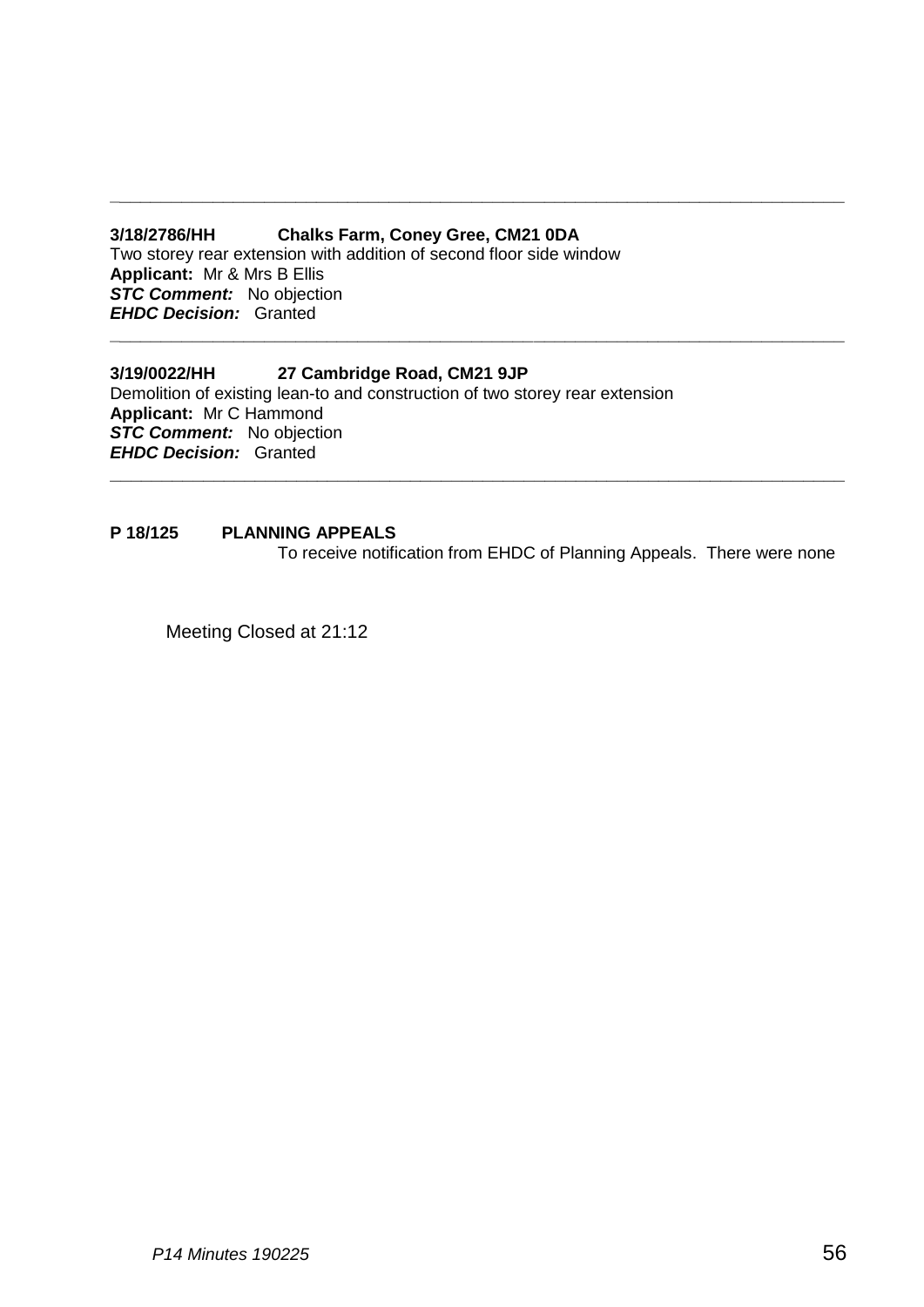---

**3/18/2786/HH    Chalks Farm, Coney Gree, CM21 0DA**
Two storey rear extension with addition of second floor side window
**Applicant:** Mr & Mrs B Ellis
***STC Comment:*** No objection
***EHDC Decision:*** Granted

---

**3/19/0022/HH    27 Cambridge Road, CM21 9JP**
Demolition of existing lean-to and construction of two storey rear extension
**Applicant:** Mr C Hammond
***STC Comment:*** No objection
***EHDC Decision:*** Granted

---

**P 18/125    PLANNING APPEALS**

To receive notification from EHDC of Planning Appeals. There were none

Meeting Closed at 21:12